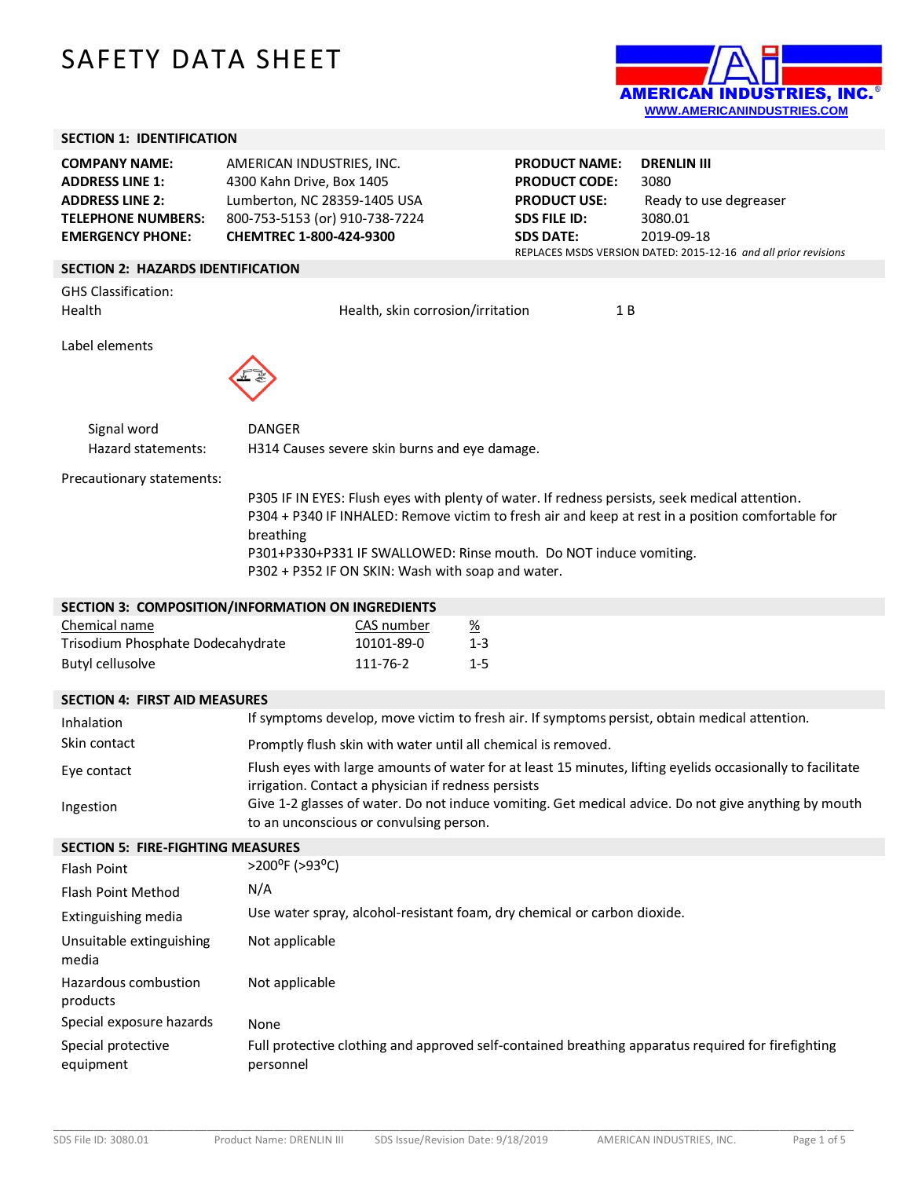# SAFETY DATA SHEET

AMERICAN INDUSTRIES, INC.
WWW.AMERICANINDUSTRIES.COM

## SECTION 1: IDENTIFICATION

| | |
|---|---|
| **COMPANY NAME:** | AMERICAN INDUSTRIES, INC. |
| **ADDRESS LINE 1:** | 4300 Kahn Drive, Box 1405 |
| **ADDRESS LINE 2:** | Lumberton, NC 28359-1405 USA |
| **TELEPHONE NUMBERS:** | 800-753-5153 (or) 910-738-7224 |
| **EMERGENCY PHONE:** | **CHEMTREC 1-800-424-9300** |

| | |
|---|---|
| **PRODUCT NAME:** | **DRENLIN III** |
| **PRODUCT CODE:** | 3080 |
| **PRODUCT USE:** | Ready to use degreaser |
| **SDS FILE ID:** | 3080.01 |
| **SDS DATE:** | 2019-09-18 |

REPLACES MSDS VERSION DATED: 2015-12-16 *and all prior revisions*

## SECTION 2: HAZARDS IDENTIFICATION

GHS Classification:

| | | |
|---|---|---|
| Health | Health, skin corrosion/irritation | 1 B |

Label elements

Signal word: DANGER

Hazard statements: H314 Causes severe skin burns and eye damage.

Precautionary statements:

P305 IF IN EYES: Flush eyes with plenty of water. If redness persists, seek medical attention.
P304 + P340 IF INHALED: Remove victim to fresh air and keep at rest in a position comfortable for breathing
P301+P330+P331 IF SWALLOWED: Rinse mouth. Do NOT induce vomiting.
P302 + P352 IF ON SKIN: Wash with soap and water.

## SECTION 3: COMPOSITION/INFORMATION ON INGREDIENTS

| Chemical name | CAS number | % |
|---|---|---|
| Trisodium Phosphate Dodecahydrate | 10101-89-0 | 1-3 |
| Butyl cellusolve | 111-76-2 | 1-5 |

## SECTION 4: FIRST AID MEASURES

| | |
|---|---|
| Inhalation | If symptoms develop, move victim to fresh air. If symptoms persist, obtain medical attention. |
| Skin contact | Promptly flush skin with water until all chemical is removed. |
| Eye contact | Flush eyes with large amounts of water for at least 15 minutes, lifting eyelids occasionally to facilitate irrigation. Contact a physician if redness persists |
| Ingestion | Give 1-2 glasses of water. Do not induce vomiting. Get medical advice. Do not give anything by mouth to an unconscious or convulsing person. |

## SECTION 5: FIRE-FIGHTING MEASURES

| | |
|---|---|
| Flash Point | >200°F (>93°C) |
| Flash Point Method | N/A |
| Extinguishing media | Use water spray, alcohol-resistant foam, dry chemical or carbon dioxide. |
| Unsuitable extinguishing media | Not applicable |
| Hazardous combustion products | Not applicable |
| Special exposure hazards | None |
| Special protective equipment | Full protective clothing and approved self-contained breathing apparatus required for firefighting personnel |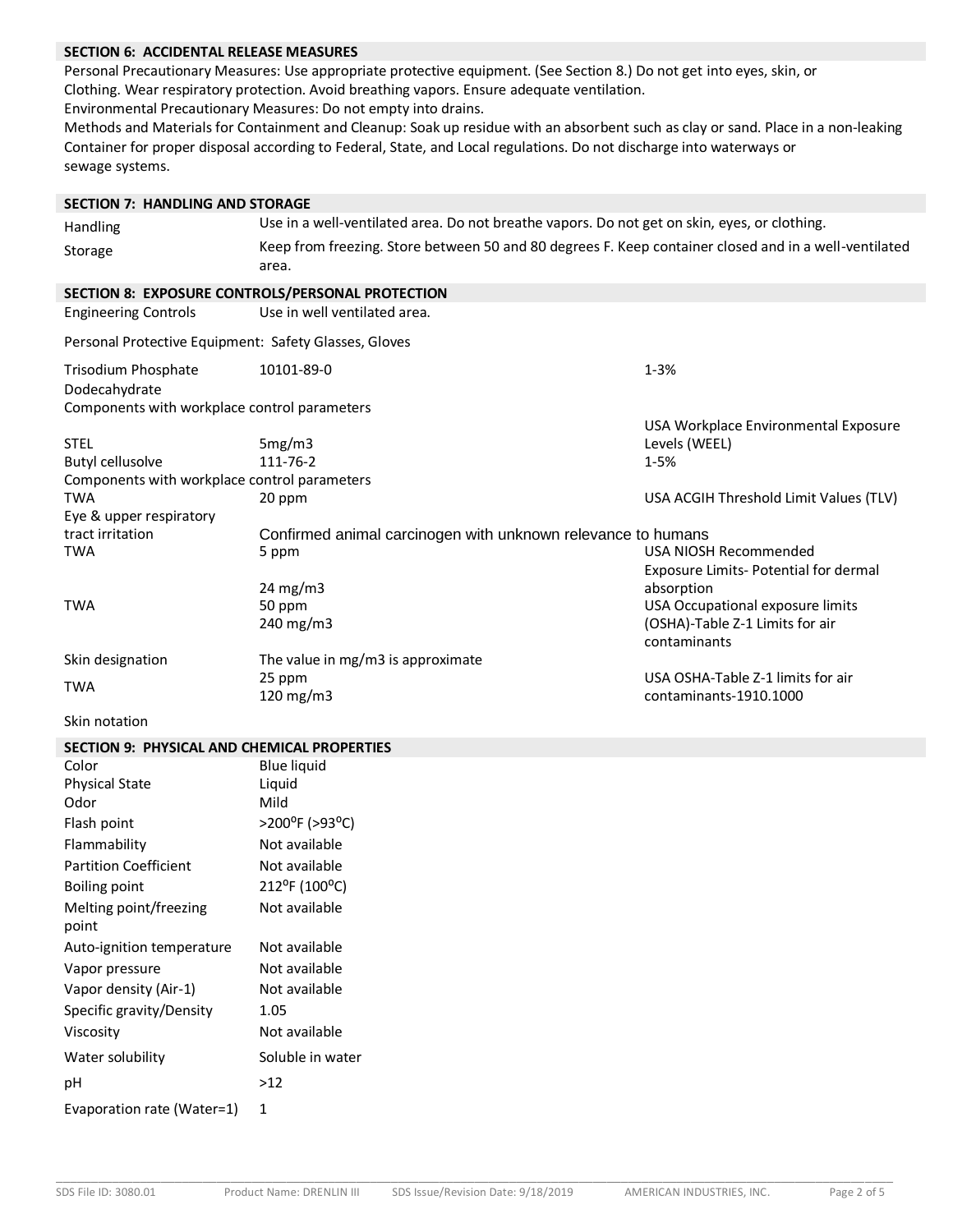## SECTION 6: ACCIDENTAL RELEASE MEASURES

Personal Precautionary Measures: Use appropriate protective equipment. (See Section 8.) Do not get into eyes, skin, or Clothing. Wear respiratory protection. Avoid breathing vapors. Ensure adequate ventilation.

Environmental Precautionary Measures: Do not empty into drains.

Methods and Materials for Containment and Cleanup: Soak up residue with an absorbent such as clay or sand. Place in a non-leaking Container for proper disposal according to Federal, State, and Local regulations. Do not discharge into waterways or sewage systems.

## SECTION 7: HANDLING AND STORAGE

| | |
|---|---|
| Handling | Use in a well-ventilated area. Do not breathe vapors. Do not get on skin, eyes, or clothing. |
| Storage | Keep from freezing. Store between 50 and 80 degrees F. Keep container closed and in a well-ventilated area. |

## SECTION 8: EXPOSURE CONTROLS/PERSONAL PROTECTION

Engineering Controls: Use in well ventilated area.

Personal Protective Equipment: Safety Glasses, Gloves

| | | |
|---|---|---|
| Trisodium Phosphate Dodecahydrate | 10101-89-0 | 1-3% |
| Components with workplace control parameters | | |
| STEL | 5mg/m3 | USA Workplace Environmental Exposure Levels (WEEL) |
| Butyl cellusolve | 111-76-2 | 1-5% |
| Components with workplace control parameters | | |
| TWA | 20 ppm | USA ACGIH Threshold Limit Values (TLV) |
| Eye & upper respiratory tract irritation | Confirmed animal carcinogen with unknown relevance to humans | |
| TWA | 5 ppm<br>24 mg/m3 | USA NIOSH Recommended Exposure Limits- Potential for dermal absorption |
| TWA | 50 ppm<br>240 mg/m3 | USA Occupational exposure limits (OSHA)-Table Z-1 Limits for air contaminants |
| Skin designation | The value in mg/m3 is approximate | |
| TWA | 25 ppm<br>120 mg/m3 | USA OSHA-Table Z-1 limits for air contaminants-1910.1000 |
| Skin notation | | |

## SECTION 9: PHYSICAL AND CHEMICAL PROPERTIES

| | |
|---|---|
| Color | Blue liquid |
| Physical State | Liquid |
| Odor | Mild |
| Flash point | >200°F (>93°C) |
| Flammability | Not available |
| Partition Coefficient | Not available |
| Boiling point | 212°F (100°C) |
| Melting point/freezing point | Not available |
| Auto-ignition temperature | Not available |
| Vapor pressure | Not available |
| Vapor density (Air-1) | Not available |
| Specific gravity/Density | 1.05 |
| Viscosity | Not available |
| Water solubility | Soluble in water |
| pH | >12 |
| Evaporation rate (Water=1) | 1 |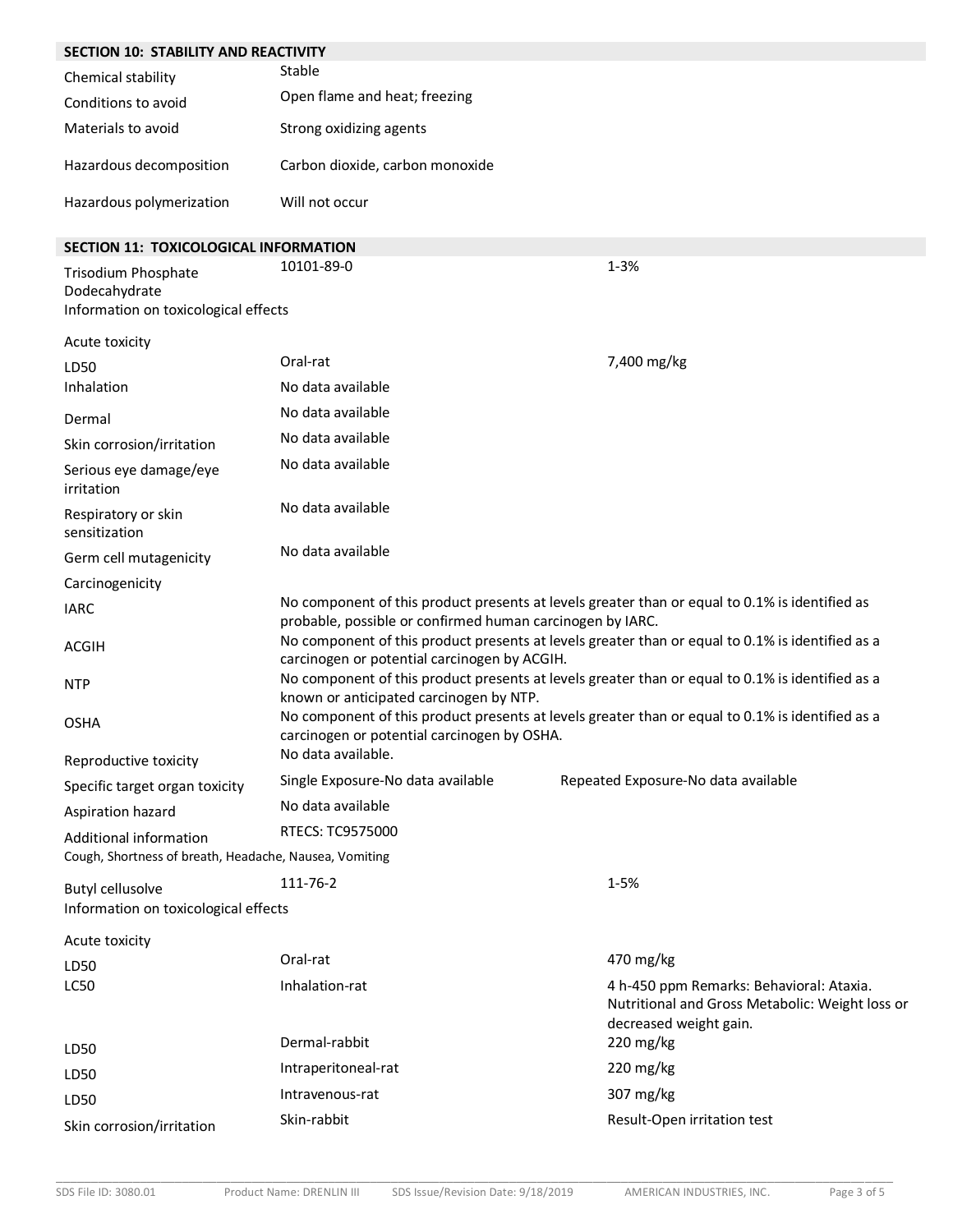## SECTION 10: STABILITY AND REACTIVITY

| | |
|---|---|
| Chemical stability | Stable |
| Conditions to avoid | Open flame and heat; freezing |
| Materials to avoid | Strong oxidizing agents |
| Hazardous decomposition | Carbon dioxide, carbon monoxide |
| Hazardous polymerization | Will not occur |

## SECTION 11: TOXICOLOGICAL INFORMATION

| | | |
|---|---|---|
| Trisodium Phosphate Dodecahydrate | 10101-89-0 | 1-3% |

Information on toxicological effects

| | | |
|---|---|---|
| Acute toxicity | | |
| LD50 | Oral-rat | 7,400 mg/kg |
| Inhalation | No data available | |
| Dermal | No data available | |
| Skin corrosion/irritation | No data available | |
| Serious eye damage/eye irritation | No data available | |
| Respiratory or skin sensitization | No data available | |
| Germ cell mutagenicity | No data available | |
| Carcinogenicity | | |
| IARC | No component of this product presents at levels greater than or equal to 0.1% is identified as probable, possible or confirmed human carcinogen by IARC. | |
| ACGIH | No component of this product presents at levels greater than or equal to 0.1% is identified as a carcinogen or potential carcinogen by ACGIH. | |
| NTP | No component of this product presents at levels greater than or equal to 0.1% is identified as a known or anticipated carcinogen by NTP. | |
| OSHA | No component of this product presents at levels greater than or equal to 0.1% is identified as a carcinogen or potential carcinogen by OSHA. | |
| Reproductive toxicity | No data available. | |
| Specific target organ toxicity | Single Exposure-No data available | Repeated Exposure-No data available |
| Aspiration hazard | No data available | |
| Additional information | RTECS: TC9575000 | |

Cough, Shortness of breath, Headache, Nausea, Vomiting

| | | |
|---|---|---|
| Butyl cellusolve | 111-76-2 | 1-5% |

Information on toxicological effects

| | | |
|---|---|---|
| Acute toxicity | | |
| LD50 | Oral-rat | 470 mg/kg |
| LC50 | Inhalation-rat | 4 h-450 ppm Remarks: Behavioral: Ataxia. Nutritional and Gross Metabolic: Weight loss or decreased weight gain. |
| LD50 | Dermal-rabbit | 220 mg/kg |
| LD50 | Intraperitoneal-rat | 220 mg/kg |
| LD50 | Intravenous-rat | 307 mg/kg |
| Skin corrosion/irritation | Skin-rabbit | Result-Open irritation test |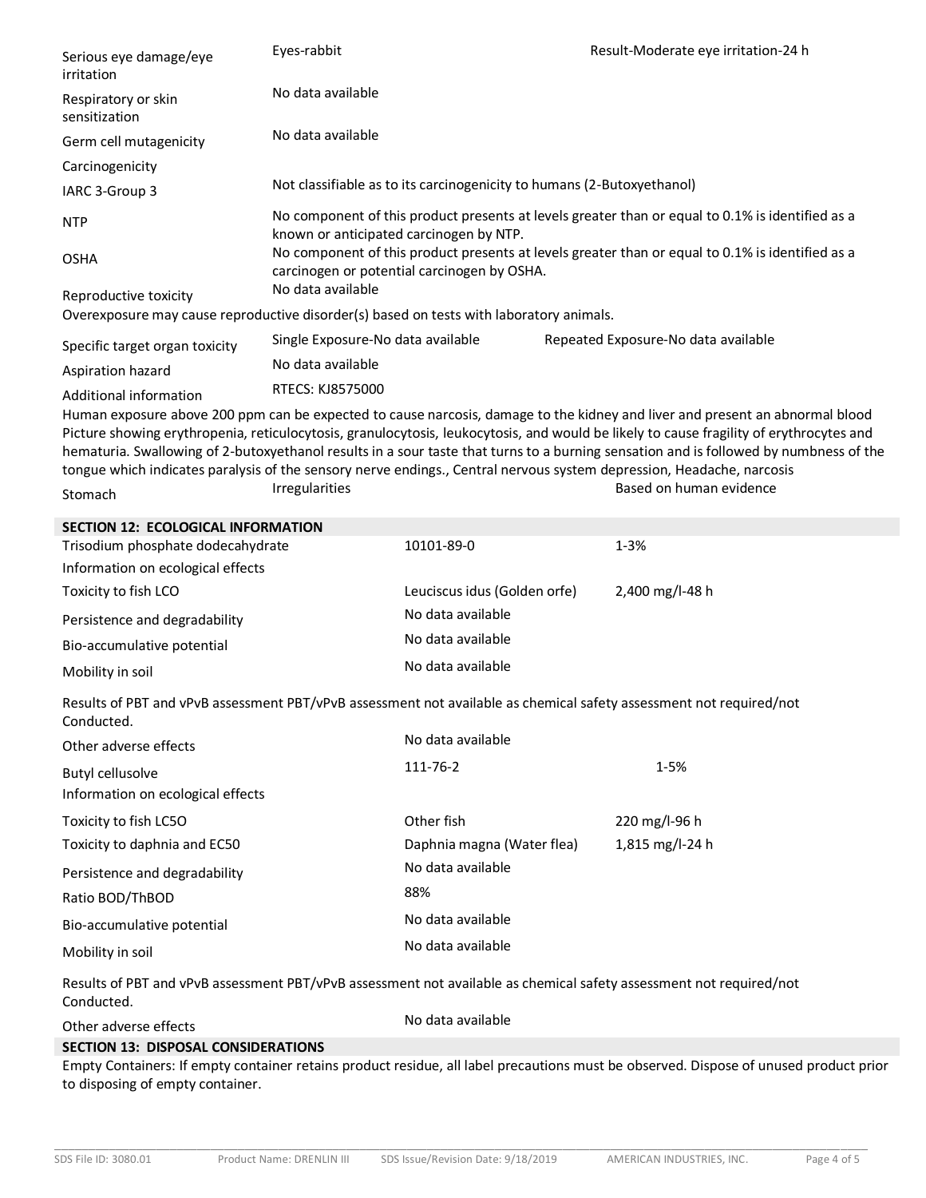| | | |
|---|---|---|
| Serious eye damage/eye irritation | Eyes-rabbit | Result-Moderate eye irritation-24 h |
| Respiratory or skin sensitization | No data available | |
| Germ cell mutagenicity | No data available | |
| Carcinogenicity | | |
| IARC 3-Group 3 | Not classifiable as to its carcinogenicity to humans (2-Butoxyethanol) | |
| NTP | No component of this product presents at levels greater than or equal to 0.1% is identified as a known or anticipated carcinogen by NTP. | |
| OSHA | No component of this product presents at levels greater than or equal to 0.1% is identified as a carcinogen or potential carcinogen by OSHA. | |
| Reproductive toxicity | No data available | |

Overexposure may cause reproductive disorder(s) based on tests with laboratory animals.

| | | |
|---|---|---|
| Specific target organ toxicity | Single Exposure-No data available | Repeated Exposure-No data available |
| Aspiration hazard | No data available | |
| Additional information | RTECS: KJ8575000 | |

Human exposure above 200 ppm can be expected to cause narcosis, damage to the kidney and liver and present an abnormal blood Picture showing erythropenia, reticulocytosis, granulocytosis, leukocytosis, and would be likely to cause fragility of erythrocytes and hematuria. Swallowing of 2-butoxyethanol results in a sour taste that turns to a burning sensation and is followed by numbness of the tongue which indicates paralysis of the sensory nerve endings., Central nervous system depression, Headache, narcosis

| | | |
|---|---|---|
| Stomach | Irregularities | Based on human evidence |

## SECTION 12: ECOLOGICAL INFORMATION

| | | |
|---|---|---|
| Trisodium phosphate dodecahydrate | 10101-89-0 | 1-3% |
| Information on ecological effects | | |
| Toxicity to fish LCO | Leuciscus idus (Golden orfe) | 2,400 mg/l-48 h |
| Persistence and degradability | No data available | |
| Bio-accumulative potential | No data available | |
| Mobility in soil | No data available | |

Results of PBT and vPvB assessment PBT/vPvB assessment not available as chemical safety assessment not required/not Conducted.

| | | |
|---|---|---|
| Other adverse effects | No data available | |
| Butyl cellusolve | 111-76-2 | 1-5% |
| Information on ecological effects | | |
| Toxicity to fish LC5O | Other fish | 220 mg/l-96 h |
| Toxicity to daphnia and EC50 | Daphnia magna (Water flea) | 1,815 mg/l-24 h |
| Persistence and degradability | No data available | |
| Ratio BOD/ThBOD | 88% | |
| Bio-accumulative potential | No data available | |
| Mobility in soil | No data available | |

Results of PBT and vPvB assessment PBT/vPvB assessment not available as chemical safety assessment not required/not Conducted.

| | |
|---|---|
| Other adverse effects | No data available |

## SECTION 13: DISPOSAL CONSIDERATIONS

Empty Containers: If empty container retains product residue, all label precautions must be observed. Dispose of unused product prior to disposing of empty container.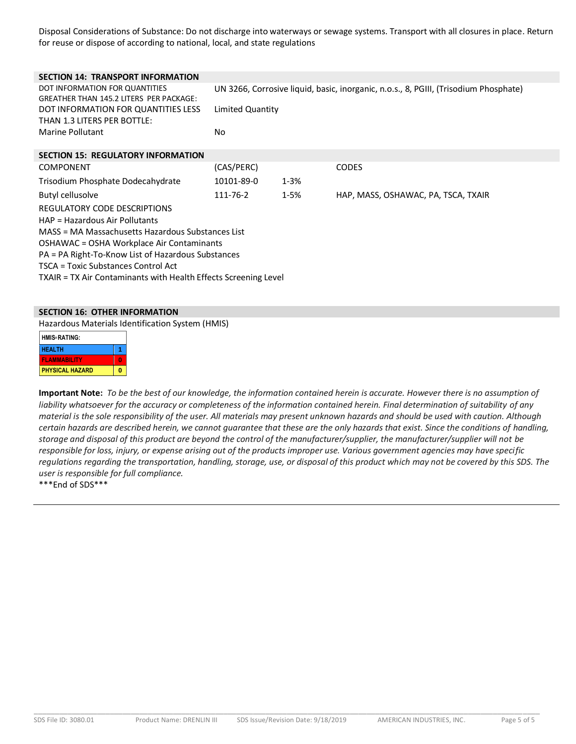Disposal Considerations of Substance: Do not discharge into waterways or sewage systems. Transport with all closures in place. Return for reuse or dispose of according to national, local, and state regulations

## SECTION 14: TRANSPORT INFORMATION

| | |
|---|---|
| DOT INFORMATION FOR QUANTITIES GREATHER THAN 145.2 LITERS PER PACKAGE: | UN 3266, Corrosive liquid, basic, inorganic, n.o.s., 8, PGIII, (Trisodium Phosphate) |
| DOT INFORMATION FOR QUANTITIES LESS THAN 1.3 LITERS PER BOTTLE: | Limited Quantity |
| Marine Pollutant | No |

## SECTION 15: REGULATORY INFORMATION

| COMPONENT | (CAS/PERC) | | CODES |
|---|---|---|---|
| Trisodium Phosphate Dodecahydrate | 10101-89-0 | 1-3% | |
| Butyl cellusolve | 111-76-2 | 1-5% | HAP, MASS, OSHAWAC, PA, TSCA, TXAIR |

REGULATORY CODE DESCRIPTIONS
HAP = Hazardous Air Pollutants
MASS = MA Massachusetts Hazardous Substances List
OSHAWAC = OSHA Workplace Air Contaminants
PA = PA Right-To-Know List of Hazardous Substances
TSCA = Toxic Substances Control Act
TXAIR = TX Air Contaminants with Health Effects Screening Level

## SECTION 16: OTHER INFORMATION

Hazardous Materials Identification System (HMIS)

| HMIS® RATING: | |
|---|---|
| HEALTH | 1 |
| FLAMMABILITY | 0 |
| PHYSICAL HAZARD | 0 |

**Important Note:** *To be the best of our knowledge, the information contained herein is accurate. However there is no assumption of liability whatsoever for the accuracy or completeness of the information contained herein. Final determination of suitability of any material is the sole responsibility of the user. All materials may present unknown hazards and should be used with caution. Although certain hazards are described herein, we cannot guarantee that these are the only hazards that exist. Since the conditions of handling, storage and disposal of this product are beyond the control of the manufacturer/supplier, the manufacturer/supplier will not be responsible for loss, injury, or expense arising out of the products improper use. Various government agencies may have specific regulations regarding the transportation, handling, storage, use, or disposal of this product which may not be covered by this SDS. The user is responsible for full compliance.*

***End of SDS***